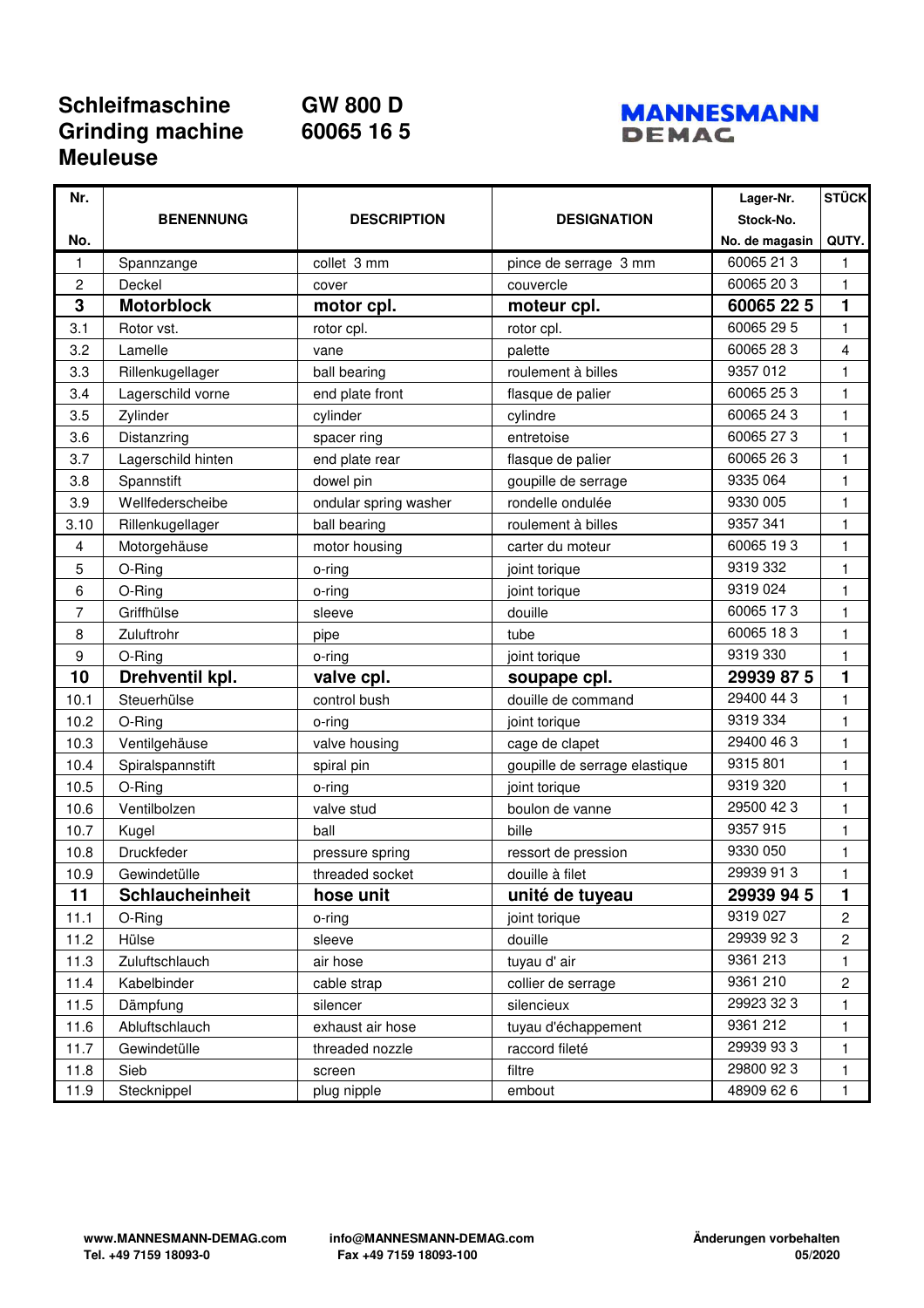# Schleifmaschine
# Grinding machine
# Meuleuse

**GW 800 D**
**60065 16 5**

**MANNESMANN DEMAG**

| Nr. / No. | BENENNUNG | DESCRIPTION | DESIGNATION | Lager-Nr. / Stock-No. / No. de magasin | STÜCK / QUTY. |
|---|---|---|---|---|---|
| 1 | Spannzange | collet 3 mm | pince de serrage 3 mm | 60065 21 3 | 1 |
| 2 | Deckel | cover | couvercle | 60065 20 3 | 1 |
| **3** | **Motorblock** | **motor cpl.** | **moteur cpl.** | **60065 22 5** | **1** |
| 3.1 | Rotor vst. | rotor cpl. | rotor cpl. | 60065 29 5 | 1 |
| 3.2 | Lamelle | vane | palette | 60065 28 3 | 4 |
| 3.3 | Rillenkugellager | ball bearing | roulement à billes | 9357 012 | 1 |
| 3.4 | Lagerschild vorne | end plate front | flasque de palier | 60065 25 3 | 1 |
| 3.5 | Zylinder | cylinder | cylindre | 60065 24 3 | 1 |
| 3.6 | Distanzring | spacer ring | entretoise | 60065 27 3 | 1 |
| 3.7 | Lagerschild hinten | end plate rear | flasque de palier | 60065 26 3 | 1 |
| 3.8 | Spannstift | dowel pin | goupille de serrage | 9335 064 | 1 |
| 3.9 | Wellfederscheibe | ondular spring washer | rondelle ondulée | 9330 005 | 1 |
| 3.10 | Rillenkugellager | ball bearing | roulement à billes | 9357 341 | 1 |
| 4 | Motorgehäuse | motor housing | carter du moteur | 60065 19 3 | 1 |
| 5 | O-Ring | o-ring | joint torique | 9319 332 | 1 |
| 6 | O-Ring | o-ring | joint torique | 9319 024 | 1 |
| 7 | Griffhülse | sleeve | douille | 60065 17 3 | 1 |
| 8 | Zuluftrohr | pipe | tube | 60065 18 3 | 1 |
| 9 | O-Ring | o-ring | joint torique | 9319 330 | 1 |
| **10** | **Drehventil kpl.** | **valve cpl.** | **soupape cpl.** | **29939 87 5** | **1** |
| 10.1 | Steuerhülse | control bush | douille de command | 29400 44 3 | 1 |
| 10.2 | O-Ring | o-ring | joint torique | 9319 334 | 1 |
| 10.3 | Ventilgehäuse | valve housing | cage de clapet | 29400 46 3 | 1 |
| 10.4 | Spiralspannstift | spiral pin | goupille de serrage elastique | 9315 801 | 1 |
| 10.5 | O-Ring | o-ring | joint torique | 9319 320 | 1 |
| 10.6 | Ventilbolzen | valve stud | boulon de vanne | 29500 42 3 | 1 |
| 10.7 | Kugel | ball | bille | 9357 915 | 1 |
| 10.8 | Druckfeder | pressure spring | ressort de pression | 9330 050 | 1 |
| 10.9 | Gewindetülle | threaded socket | douille à filet | 29939 91 3 | 1 |
| **11** | **Schlaucheinheit** | **hose unit** | **unité de tuyeau** | **29939 94 5** | **1** |
| 11.1 | O-Ring | o-ring | joint torique | 9319 027 | 2 |
| 11.2 | Hülse | sleeve | douille | 29939 92 3 | 2 |
| 11.3 | Zuluftschlauch | air hose | tuyau d' air | 9361 213 | 1 |
| 11.4 | Kabelbinder | cable strap | collier de serrage | 9361 210 | 2 |
| 11.5 | Dämpfung | silencer | silencieux | 29923 32 3 | 1 |
| 11.6 | Abluftschlauch | exhaust air hose | tuyau d'échappement | 9361 212 | 1 |
| 11.7 | Gewindetülle | threaded nozzle | raccord fileté | 29939 93 3 | 1 |
| 11.8 | Sieb | screen | filtre | 29800 92 3 | 1 |
| 11.9 | Stecknippel | plug nipple | embout | 48909 62 6 | 1 |

**www.MANNESMANN-DEMAG.com**
**Tel. +49 7159 18093-0**

**info@MANNESMANN-DEMAG.com**
**Fax +49 7159 18093-100**

**Änderungen vorbehalten**
**05/2020**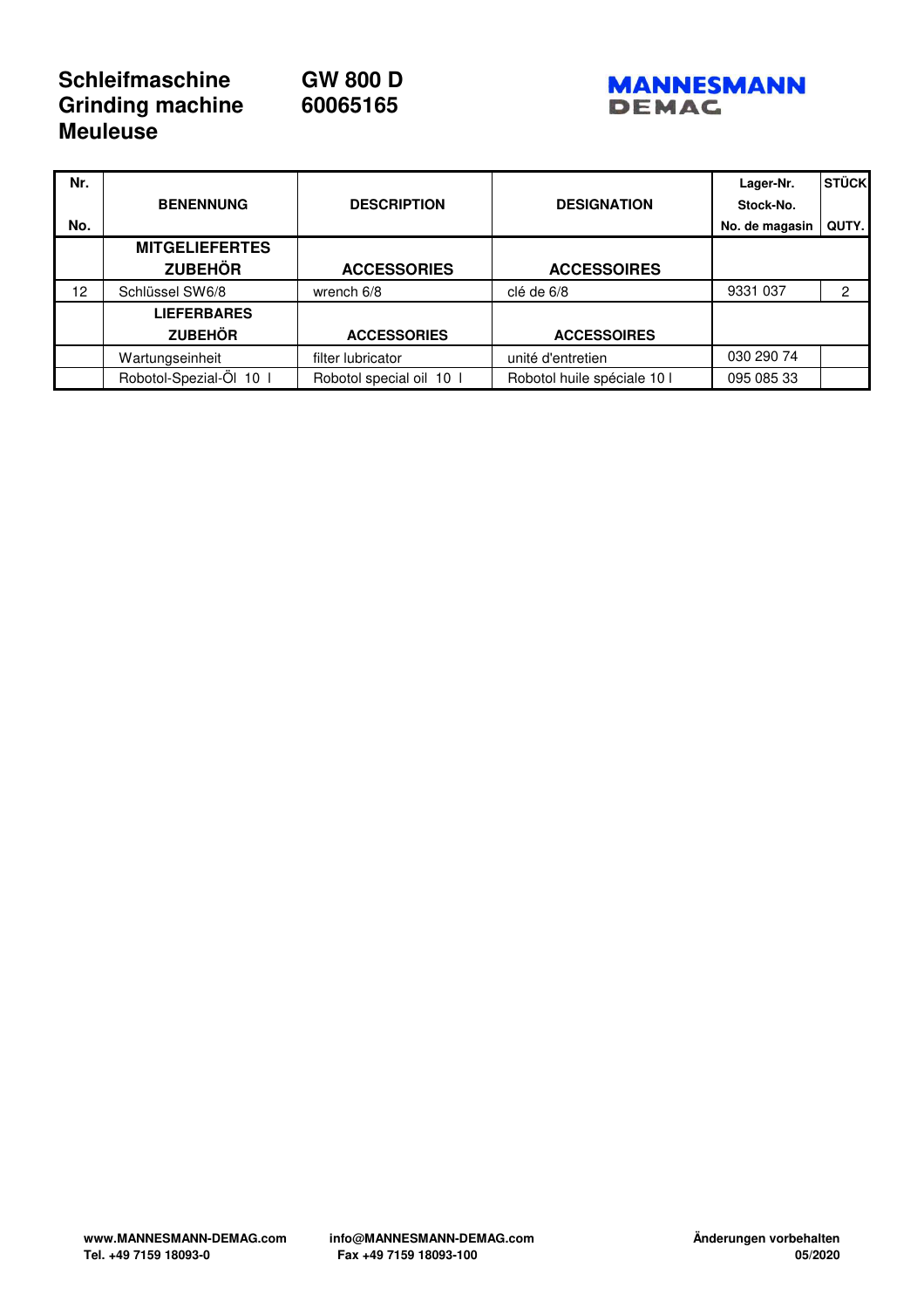# Schleifmaschine GW 800 D
# Grinding machine 60065165
# Meuleuse

MANNESMANN DEMAG

| Nr. No. | BENENNUNG | DESCRIPTION | DESIGNATION | Lager-Nr. Stock-No. No. de magasin | STÜCK QUTY. |
|---|---|---|---|---|---|
| | **MITGELIEFERTES ZUBEHÖR** | **ACCESSORIES** | **ACCESSOIRES** | | |
| 12 | Schlüssel SW6/8 | wrench 6/8 | clé de 6/8 | 9331 037 | 2 |
| | **LIEFERBARES ZUBEHÖR** | **ACCESSORIES** | **ACCESSOIRES** | | |
| | Wartungseinheit | filter lubricator | unité d'entretien | 030 290 74 | |
| | Robotol-Spezial-Öl 10 l | Robotol special oil 10 l | Robotol huile spéciale 10 l | 095 085 33 | |

www.MANNESMANN-DEMAG.com
Tel. +49 7159 18093-0

info@MANNESMANN-DEMAG.com
Fax +49 7159 18093-100

Änderungen vorbehalten
05/2020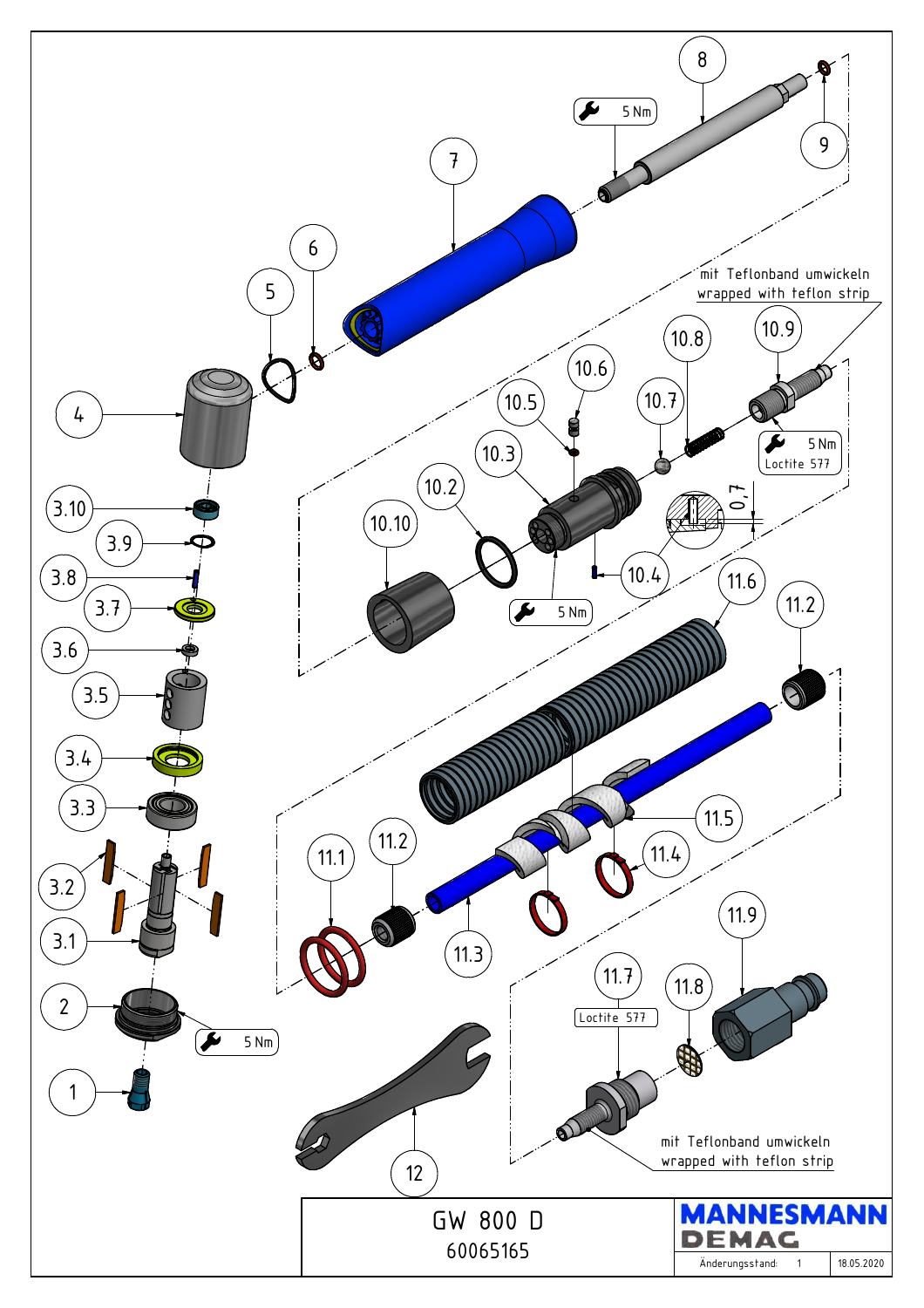8

5 Nm

9

7

6

5

mit Teflonband umwickeln
wrapped with teflon strip

4

10.8

10.9

10.6

10.7

10.5

5 Nm
Loctite 577

10.3

10.2

0,7

3.10

10.10

3.9

10.4

5 Nm

3.8

3.7

11.6

11.2

3.6

3.5

3.4

3.3

11.5

11.4

3.2

11.1

11.2

3.1

11.3

11.9

2

5 Nm

11.7

11.8

Loctite 577

1

mit Teflonband umwickeln
wrapped with teflon strip

12

GW 800 D
60065165

MANNESMANN
DEMAG

Änderungsstand: 1 | 18.05.2020